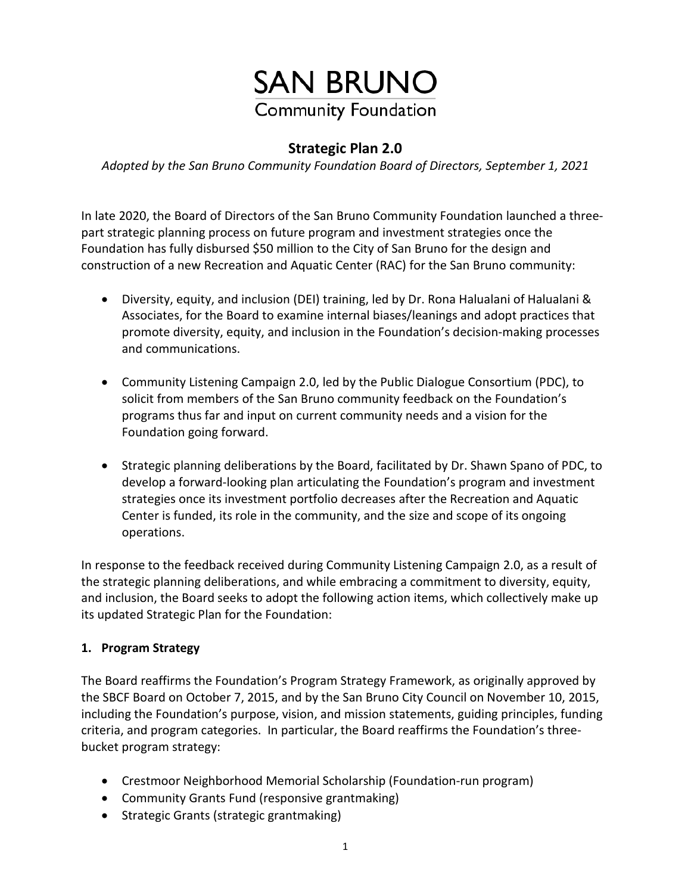# SAN BRUNO
Community Foundation

## Strategic Plan 2.0

*Adopted by the San Bruno Community Foundation Board of Directors, September 1, 2021*

In late 2020, the Board of Directors of the San Bruno Community Foundation launched a three-part strategic planning process on future program and investment strategies once the Foundation has fully disbursed $50 million to the City of San Bruno for the design and construction of a new Recreation and Aquatic Center (RAC) for the San Bruno community:

- Diversity, equity, and inclusion (DEI) training, led by Dr. Rona Halualani of Halualani & Associates, for the Board to examine internal biases/leanings and adopt practices that promote diversity, equity, and inclusion in the Foundation's decision-making processes and communications.

- Community Listening Campaign 2.0, led by the Public Dialogue Consortium (PDC), to solicit from members of the San Bruno community feedback on the Foundation's programs thus far and input on current community needs and a vision for the Foundation going forward.

- Strategic planning deliberations by the Board, facilitated by Dr. Shawn Spano of PDC, to develop a forward-looking plan articulating the Foundation's program and investment strategies once its investment portfolio decreases after the Recreation and Aquatic Center is funded, its role in the community, and the size and scope of its ongoing operations.

In response to the feedback received during Community Listening Campaign 2.0, as a result of the strategic planning deliberations, and while embracing a commitment to diversity, equity, and inclusion, the Board seeks to adopt the following action items, which collectively make up its updated Strategic Plan for the Foundation:

### 1. Program Strategy

The Board reaffirms the Foundation's Program Strategy Framework, as originally approved by the SBCF Board on October 7, 2015, and by the San Bruno City Council on November 10, 2015, including the Foundation's purpose, vision, and mission statements, guiding principles, funding criteria, and program categories. In particular, the Board reaffirms the Foundation's three-bucket program strategy:

- Crestmoor Neighborhood Memorial Scholarship (Foundation-run program)
- Community Grants Fund (responsive grantmaking)
- Strategic Grants (strategic grantmaking)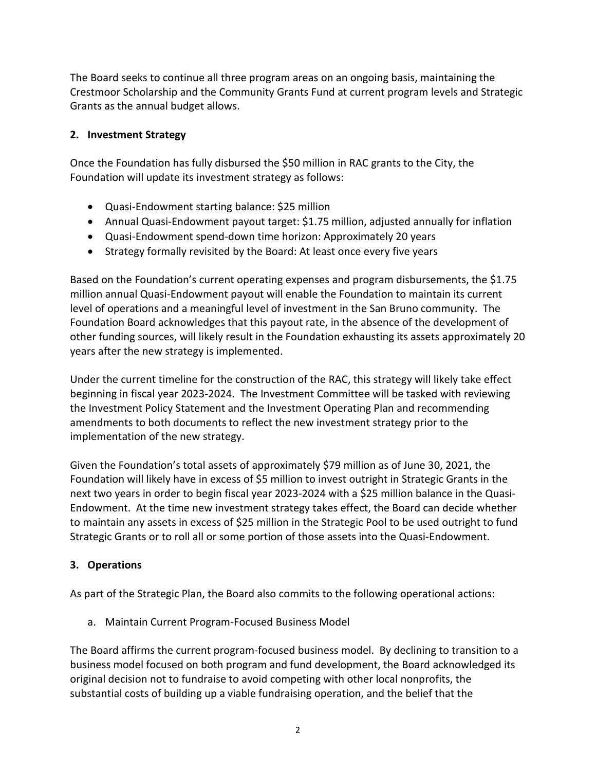The Board seeks to continue all three program areas on an ongoing basis, maintaining the Crestmoor Scholarship and the Community Grants Fund at current program levels and Strategic Grants as the annual budget allows.

## 2. Investment Strategy

Once the Foundation has fully disbursed the $50 million in RAC grants to the City, the Foundation will update its investment strategy as follows:

- Quasi-Endowment starting balance: $25 million
- Annual Quasi-Endowment payout target: $1.75 million, adjusted annually for inflation
- Quasi-Endowment spend-down time horizon: Approximately 20 years
- Strategy formally revisited by the Board: At least once every five years

Based on the Foundation's current operating expenses and program disbursements, the $1.75 million annual Quasi-Endowment payout will enable the Foundation to maintain its current level of operations and a meaningful level of investment in the San Bruno community. The Foundation Board acknowledges that this payout rate, in the absence of the development of other funding sources, will likely result in the Foundation exhausting its assets approximately 20 years after the new strategy is implemented.

Under the current timeline for the construction of the RAC, this strategy will likely take effect beginning in fiscal year 2023-2024. The Investment Committee will be tasked with reviewing the Investment Policy Statement and the Investment Operating Plan and recommending amendments to both documents to reflect the new investment strategy prior to the implementation of the new strategy.

Given the Foundation's total assets of approximately $79 million as of June 30, 2021, the Foundation will likely have in excess of $5 million to invest outright in Strategic Grants in the next two years in order to begin fiscal year 2023-2024 with a $25 million balance in the Quasi-Endowment. At the time new investment strategy takes effect, the Board can decide whether to maintain any assets in excess of $25 million in the Strategic Pool to be used outright to fund Strategic Grants or to roll all or some portion of those assets into the Quasi-Endowment.

## 3. Operations

As part of the Strategic Plan, the Board also commits to the following operational actions:

a. Maintain Current Program-Focused Business Model

The Board affirms the current program-focused business model. By declining to transition to a business model focused on both program and fund development, the Board acknowledged its original decision not to fundraise to avoid competing with other local nonprofits, the substantial costs of building up a viable fundraising operation, and the belief that the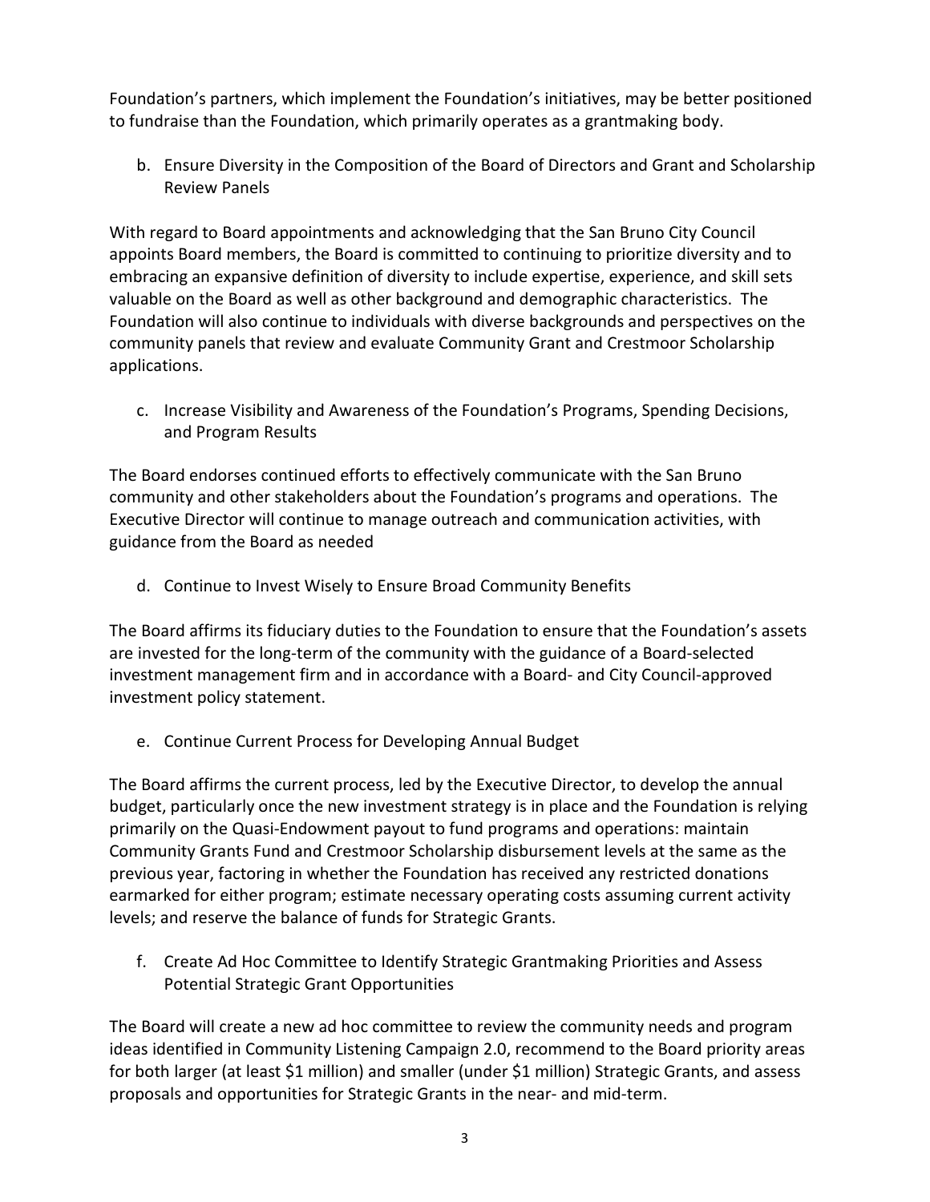Foundation's partners, which implement the Foundation's initiatives, may be better positioned to fundraise than the Foundation, which primarily operates as a grantmaking body.

b. Ensure Diversity in the Composition of the Board of Directors and Grant and Scholarship Review Panels

With regard to Board appointments and acknowledging that the San Bruno City Council appoints Board members, the Board is committed to continuing to prioritize diversity and to embracing an expansive definition of diversity to include expertise, experience, and skill sets valuable on the Board as well as other background and demographic characteristics. The Foundation will also continue to individuals with diverse backgrounds and perspectives on the community panels that review and evaluate Community Grant and Crestmoor Scholarship applications.

c. Increase Visibility and Awareness of the Foundation's Programs, Spending Decisions, and Program Results

The Board endorses continued efforts to effectively communicate with the San Bruno community and other stakeholders about the Foundation's programs and operations. The Executive Director will continue to manage outreach and communication activities, with guidance from the Board as needed

d. Continue to Invest Wisely to Ensure Broad Community Benefits

The Board affirms its fiduciary duties to the Foundation to ensure that the Foundation's assets are invested for the long-term of the community with the guidance of a Board-selected investment management firm and in accordance with a Board- and City Council-approved investment policy statement.

e. Continue Current Process for Developing Annual Budget

The Board affirms the current process, led by the Executive Director, to develop the annual budget, particularly once the new investment strategy is in place and the Foundation is relying primarily on the Quasi-Endowment payout to fund programs and operations: maintain Community Grants Fund and Crestmoor Scholarship disbursement levels at the same as the previous year, factoring in whether the Foundation has received any restricted donations earmarked for either program; estimate necessary operating costs assuming current activity levels; and reserve the balance of funds for Strategic Grants.

f. Create Ad Hoc Committee to Identify Strategic Grantmaking Priorities and Assess Potential Strategic Grant Opportunities

The Board will create a new ad hoc committee to review the community needs and program ideas identified in Community Listening Campaign 2.0, recommend to the Board priority areas for both larger (at least $1 million) and smaller (under $1 million) Strategic Grants, and assess proposals and opportunities for Strategic Grants in the near- and mid-term.